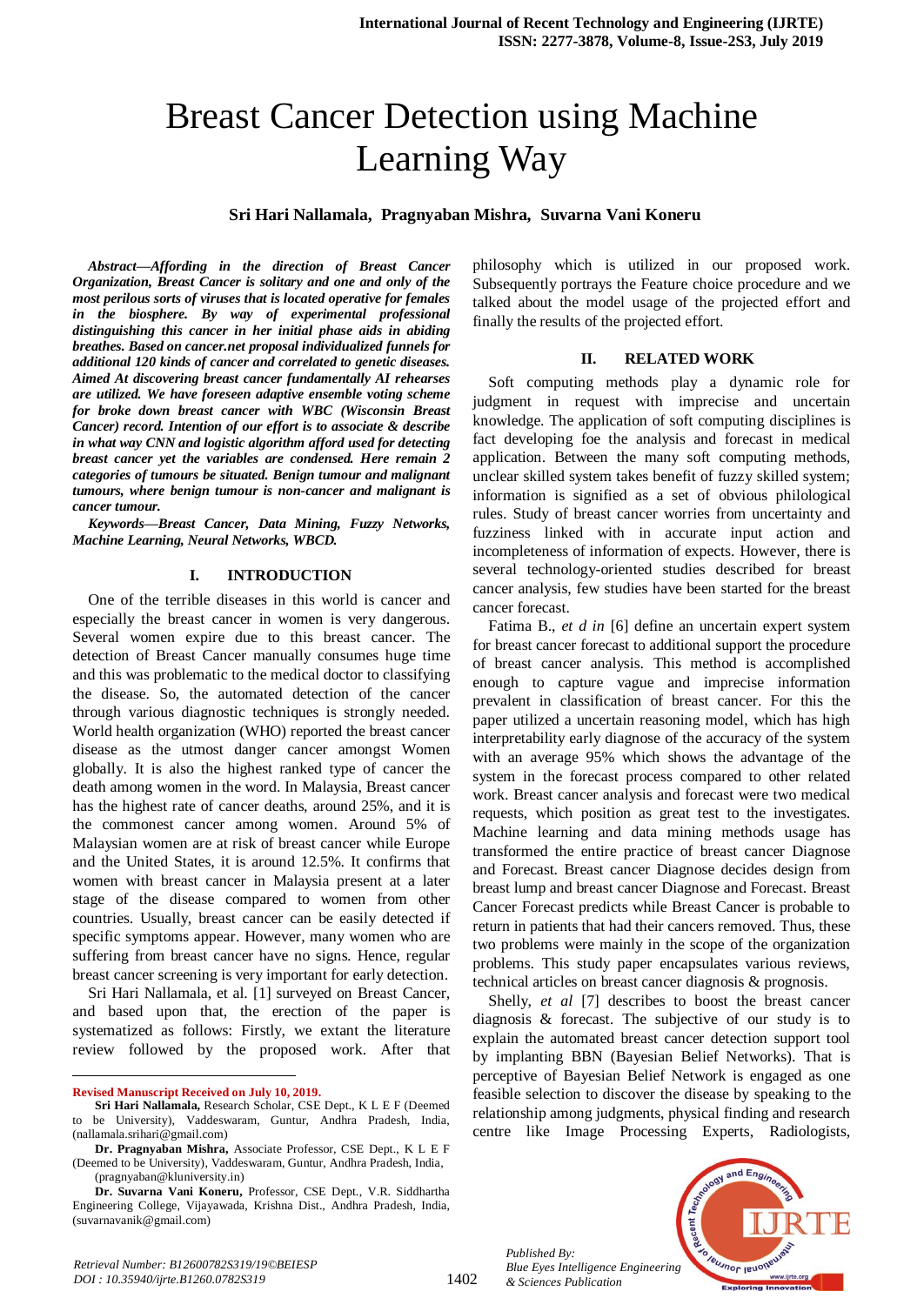# Breast Cancer Detection using Machine Learning Way

**Sri Hari Nallamala, Pragnyaban Mishra, Suvarna Vani Koneru**

***Abstract—Affording in the direction of Breast Cancer Organization, Breast Cancer is solitary and one and only of the most perilous sorts of viruses that is located operative for females in the biosphere. By way of experimental professional distinguishing this cancer in her initial phase aids in abiding breathes. Based on cancer.net proposal individualized funnels for additional 120 kinds of cancer and correlated to genetic diseases. Aimed At discovering breast cancer fundamentally AI rehearses are utilized. We have foreseen adaptive ensemble voting scheme for broke down breast cancer with WBC (Wisconsin Breast Cancer) record. Intention of our effort is to associate & describe in what way CNN and logistic algorithm afford used for detecting breast cancer yet the variables are condensed. Here remain 2 categories of tumours be situated. Benign tumour and malignant tumours, where benign tumour is non-cancer and malignant is cancer tumour.***

***Keywords—Breast Cancer, Data Mining, Fuzzy Networks, Machine Learning, Neural Networks, WBCD.***

## I. INTRODUCTION

One of the terrible diseases in this world is cancer and especially the breast cancer in women is very dangerous. Several women expire due to this breast cancer. The detection of Breast Cancer manually consumes huge time and this was problematic to the medical doctor to classifying the disease. So, the automated detection of the cancer through various diagnostic techniques is strongly needed. World health organization (WHO) reported the breast cancer disease as the utmost danger cancer amongst Women globally. It is also the highest ranked type of cancer the death among women in the word. In Malaysia, Breast cancer has the highest rate of cancer deaths, around 25%, and it is the commonest cancer among women. Around 5% of Malaysian women are at risk of breast cancer while Europe and the United States, it is around 12.5%. It confirms that women with breast cancer in Malaysia present at a later stage of the disease compared to women from other countries. Usually, breast cancer can be easily detected if specific symptoms appear. However, many women who are suffering from breast cancer have no signs. Hence, regular breast cancer screening is very important for early detection.

Sri Hari Nallamala, et al. [1] surveyed on Breast Cancer, and based upon that, the erection of the paper is systematized as follows: Firstly, we extant the literature review followed by the proposed work. After that philosophy which is utilized in our proposed work. Subsequently portrays the Feature choice procedure and we talked about the model usage of the projected effort and finally the results of the projected effort.

**Revised Manuscript Received on July 10, 2019.**

**Sri Hari Nallamala,** Research Scholar, CSE Dept., K L E F (Deemed to be University), Vaddeswaram, Guntur, Andhra Pradesh, India, (nallamala.srihari@gmail.com)

**Dr. Pragnyaban Mishra,** Associate Professor, CSE Dept., K L E F (Deemed to be University), Vaddeswaram, Guntur, Andhra Pradesh, India, (pragnyaban@kluniversity.in)

**Dr. Suvarna Vani Koneru,** Professor, CSE Dept., V.R. Siddhartha Engineering College, Vijayawada, Krishna Dist., Andhra Pradesh, India, (suvarnavanik@gmail.com)

## II. RELATED WORK

Soft computing methods play a dynamic role for judgment in request with imprecise and uncertain knowledge. The application of soft computing disciplines is fact developing foe the analysis and forecast in medical application. Between the many soft computing methods, unclear skilled system takes benefit of fuzzy skilled system; information is signified as a set of obvious philological rules. Study of breast cancer worries from uncertainty and fuzziness linked with in accurate input action and incompleteness of information of expects. However, there is several technology-oriented studies described for breast cancer analysis, few studies have been started for the breast cancer forecast.

Fatima B., *et d in* [6] define an uncertain expert system for breast cancer forecast to additional support the procedure of breast cancer analysis. This method is accomplished enough to capture vague and imprecise information prevalent in classification of breast cancer. For this the paper utilized a uncertain reasoning model, which has high interpretability early diagnose of the accuracy of the system with an average 95% which shows the advantage of the system in the forecast process compared to other related work. Breast cancer analysis and forecast were two medical requests, which position as great test to the investigates. Machine learning and data mining methods usage has transformed the entire practice of breast cancer Diagnose and Forecast. Breast cancer Diagnose decides design from breast lump and breast cancer Diagnose and Forecast. Breast Cancer Forecast predicts while Breast Cancer is probable to return in patients that had their cancers removed. Thus, these two problems were mainly in the scope of the organization problems. This study paper encapsulates various reviews, technical articles on breast cancer diagnosis & prognosis.

Shelly, *et al* [7] describes to boost the breast cancer diagnosis & forecast. The subjective of our study is to explain the automated breast cancer detection support tool by implanting BBN (Bayesian Belief Networks). That is perceptive of Bayesian Belief Network is engaged as one feasible selection to discover the disease by speaking to the relationship among judgments, physical finding and research centre like Image Processing Experts, Radiologists,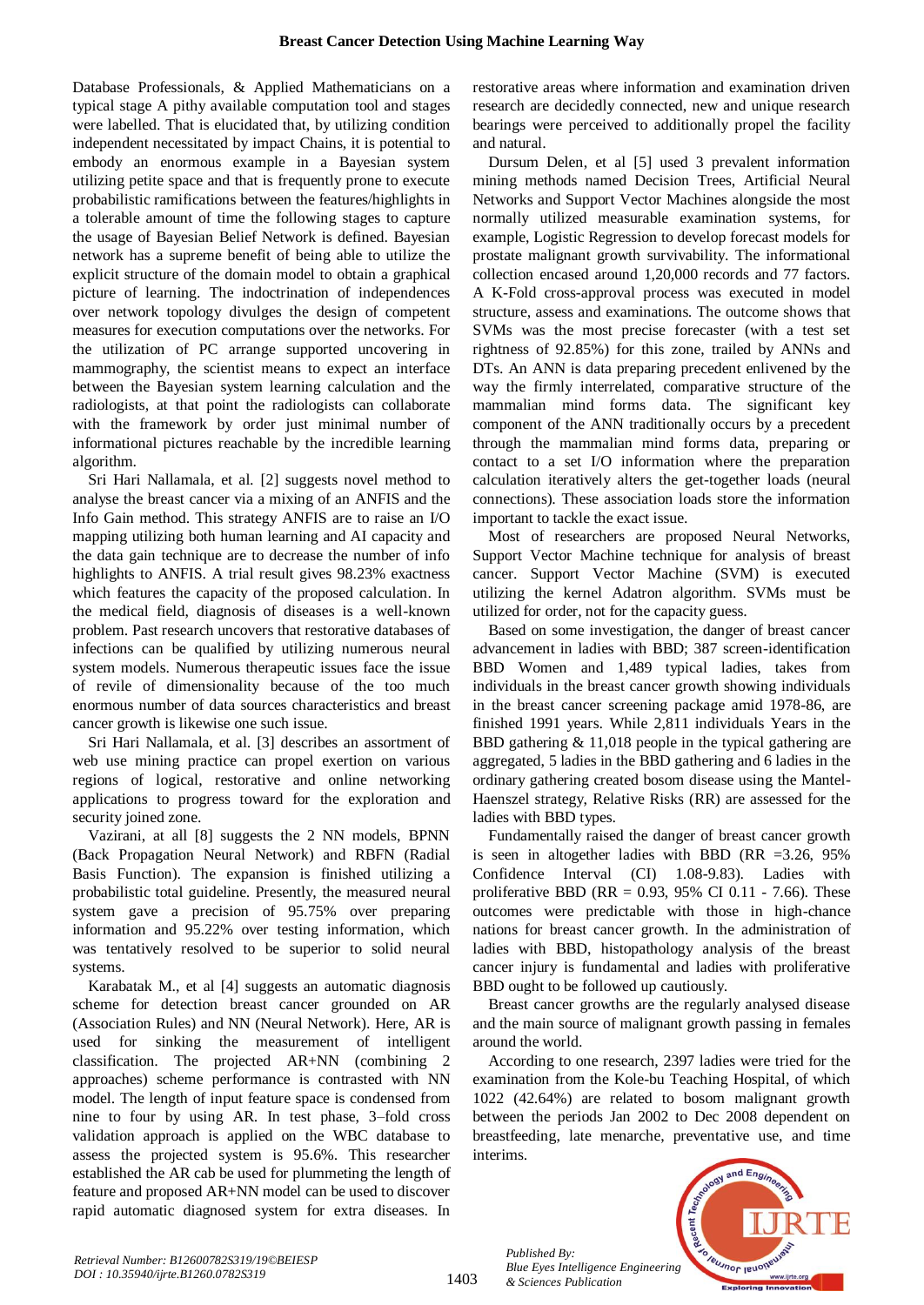Database Professionals, & Applied Mathematicians on a typical stage A pithy available computation tool and stages were labelled. That is elucidated that, by utilizing condition independent necessitated by impact Chains, it is potential to embody an enormous example in a Bayesian system utilizing petite space and that is frequently prone to execute probabilistic ramifications between the features/highlights in a tolerable amount of time the following stages to capture the usage of Bayesian Belief Network is defined. Bayesian network has a supreme benefit of being able to utilize the explicit structure of the domain model to obtain a graphical picture of learning. The indoctrination of independences over network topology divulges the design of competent measures for execution computations over the networks. For the utilization of PC arrange supported uncovering in mammography, the scientist means to expect an interface between the Bayesian system learning calculation and the radiologists, at that point the radiologists can collaborate with the framework by order just minimal number of informational pictures reachable by the incredible learning algorithm.

Sri Hari Nallamala, et al. [2] suggests novel method to analyse the breast cancer via a mixing of an ANFIS and the Info Gain method. This strategy ANFIS are to raise an I/O mapping utilizing both human learning and AI capacity and the data gain technique are to decrease the number of info highlights to ANFIS. A trial result gives 98.23% exactness which features the capacity of the proposed calculation. In the medical field, diagnosis of diseases is a well-known problem. Past research uncovers that restorative databases of infections can be qualified by utilizing numerous neural system models. Numerous therapeutic issues face the issue of revile of dimensionality because of the too much enormous number of data sources characteristics and breast cancer growth is likewise one such issue.

Sri Hari Nallamala, et al. [3] describes an assortment of web use mining practice can propel exertion on various regions of logical, restorative and online networking applications to progress toward for the exploration and security joined zone.

Vazirani, at all [8] suggests the 2 NN models, BPNN (Back Propagation Neural Network) and RBFN (Radial Basis Function). The expansion is finished utilizing a probabilistic total guideline. Presently, the measured neural system gave a precision of 95.75% over preparing information and 95.22% over testing information, which was tentatively resolved to be superior to solid neural systems.

Karabatak M., et al [4] suggests an automatic diagnosis scheme for detection breast cancer grounded on AR (Association Rules) and NN (Neural Network). Here, AR is used for sinking the measurement of intelligent classification. The projected AR+NN (combining 2 approaches) scheme performance is contrasted with NN model. The length of input feature space is condensed from nine to four by using AR. In test phase, 3–fold cross validation approach is applied on the WBC database to assess the projected system is 95.6%. This researcher established the AR cab be used for plummeting the length of feature and proposed AR+NN model can be used to discover rapid automatic diagnosed system for extra diseases. In restorative areas where information and examination driven research are decidedly connected, new and unique research bearings were perceived to additionally propel the facility and natural.

Dursum Delen, et al [5] used 3 prevalent information mining methods named Decision Trees, Artificial Neural Networks and Support Vector Machines alongside the most normally utilized measurable examination systems, for example, Logistic Regression to develop forecast models for prostate malignant growth survivability. The informational collection encased around 1,20,000 records and 77 factors. A K-Fold cross-approval process was executed in model structure, assess and examinations. The outcome shows that SVMs was the most precise forecaster (with a test set rightness of 92.85%) for this zone, trailed by ANNs and DTs. An ANN is data preparing precedent enlivened by the way the firmly interrelated, comparative structure of the mammalian mind forms data. The significant key component of the ANN traditionally occurs by a precedent through the mammalian mind forms data, preparing or contact to a set I/O information where the preparation calculation iteratively alters the get-together loads (neural connections). These association loads store the information important to tackle the exact issue.

Most of researchers are proposed Neural Networks, Support Vector Machine technique for analysis of breast cancer. Support Vector Machine (SVM) is executed utilizing the kernel Adatron algorithm. SVMs must be utilized for order, not for the capacity guess.

Based on some investigation, the danger of breast cancer advancement in ladies with BBD; 387 screen-identification BBD Women and 1,489 typical ladies, takes from individuals in the breast cancer growth showing individuals in the breast cancer screening package amid 1978-86, are finished 1991 years. While 2,811 individuals Years in the BBD gathering & 11,018 people in the typical gathering are aggregated, 5 ladies in the BBD gathering and 6 ladies in the ordinary gathering created bosom disease using the Mantel-Haenszel strategy, Relative Risks (RR) are assessed for the ladies with BBD types.

Fundamentally raised the danger of breast cancer growth is seen in altogether ladies with BBD (RR =3.26, 95% Confidence Interval (CI) 1.08-9.83). Ladies with proliferative BBD (RR = 0.93, 95% CI 0.11 - 7.66). These outcomes were predictable with those in high-chance nations for breast cancer growth. In the administration of ladies with BBD, histopathology analysis of the breast cancer injury is fundamental and ladies with proliferative BBD ought to be followed up cautiously.

Breast cancer growths are the regularly analysed disease and the main source of malignant growth passing in females around the world.

According to one research, 2397 ladies were tried for the examination from the Kole-bu Teaching Hospital, of which 1022 (42.64%) are related to bosom malignant growth between the periods Jan 2002 to Dec 2008 dependent on breastfeeding, late menarche, preventative use, and time interims.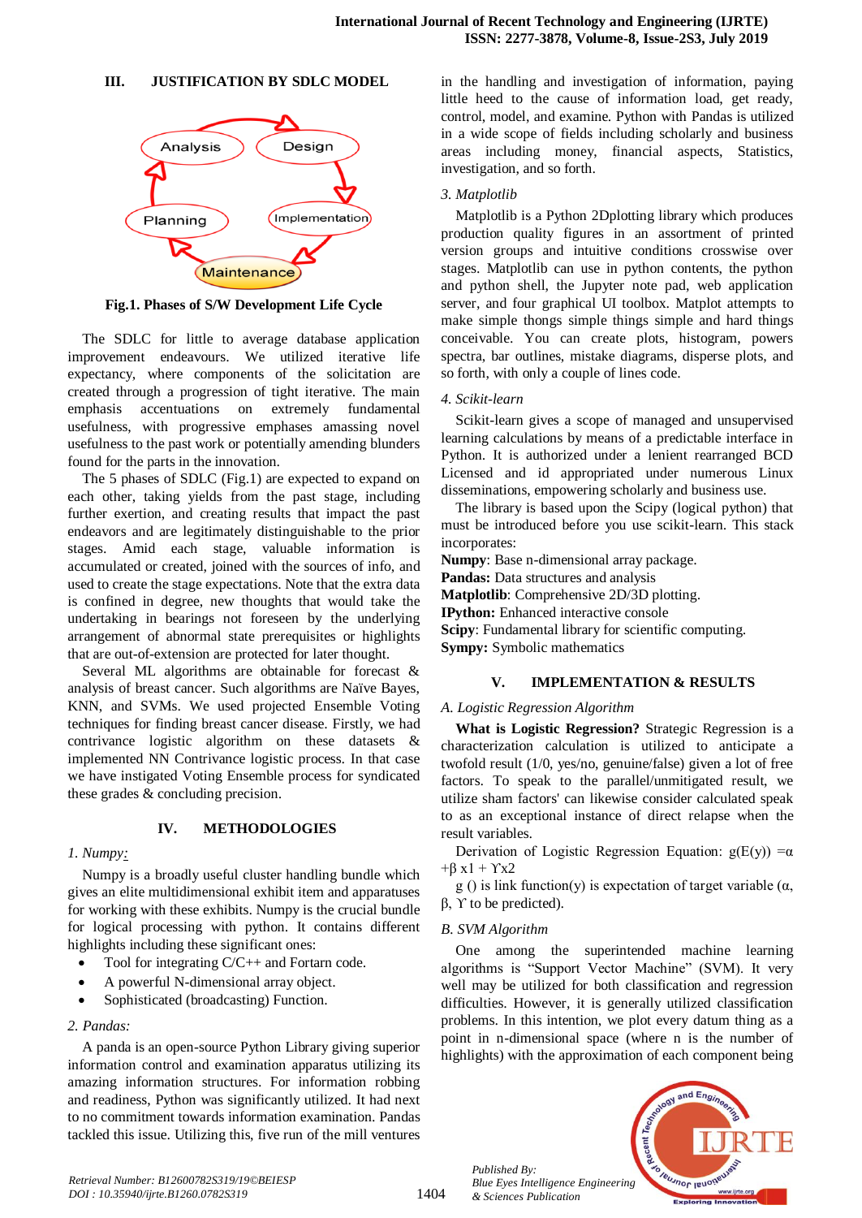## III. JUSTIFICATION BY SDLC MODEL

Fig.1. Phases of S/W Development Life Cycle

The SDLC for little to average database application improvement endeavours. We utilized iterative life expectancy, where components of the solicitation are created through a progression of tight iterative. The main emphasis accentuations on extremely fundamental usefulness, with progressive emphases amassing novel usefulness to the past work or potentially amending blunders found for the parts in the innovation.

The 5 phases of SDLC (Fig.1) are expected to expand on each other, taking yields from the past stage, including further exertion, and creating results that impact the past endeavors and are legitimately distinguishable to the prior stages. Amid each stage, valuable information is accumulated or created, joined with the sources of info, and used to create the stage expectations. Note that the extra data is confined in degree, new thoughts that would take the undertaking in bearings not foreseen by the underlying arrangement of abnormal state prerequisites or highlights that are out-of-extension are protected for later thought.

Several ML algorithms are obtainable for forecast & analysis of breast cancer. Such algorithms are Naïve Bayes, KNN, and SVMs. We used projected Ensemble Voting techniques for finding breast cancer disease. Firstly, we had contrivance logistic algorithm on these datasets & implemented NN Contrivance logistic process. In that case we have instigated Voting Ensemble process for syndicated these grades & concluding precision.

## IV. METHODOLOGIES

*1. Numpy:*

Numpy is a broadly useful cluster handling bundle which gives an elite multidimensional exhibit item and apparatuses for working with these exhibits. Numpy is the crucial bundle for logical processing with python. It contains different highlights including these significant ones:

- Tool for integrating C/C++ and Fortarn code.
- A powerful N-dimensional array object.
- Sophisticated (broadcasting) Function.

*2. Pandas:*

A panda is an open-source Python Library giving superior information control and examination apparatus utilizing its amazing information structures. For information robbing and readiness, Python was significantly utilized. It had next to no commitment towards information examination. Pandas tackled this issue. Utilizing this, five run of the mill ventures in the handling and investigation of information, paying little heed to the cause of information load, get ready, control, model, and examine. Python with Pandas is utilized in a wide scope of fields including scholarly and business areas including money, financial aspects, Statistics, investigation, and so forth.

*3. Matplotlib*

Matplotlib is a Python 2Dplotting library which produces production quality figures in an assortment of printed version groups and intuitive conditions crosswise over stages. Matplotlib can use in python contents, the python and python shell, the Jupyter note pad, web application server, and four graphical UI toolbox. Matplot attempts to make simple thongs simple things simple and hard things conceivable. You can create plots, histogram, powers spectra, bar outlines, mistake diagrams, disperse plots, and so forth, with only a couple of lines code.

*4. Scikit-learn*

Scikit-learn gives a scope of managed and unsupervised learning calculations by means of a predictable interface in Python. It is authorized under a lenient rearranged BCD Licensed and id appropriated under numerous Linux disseminations, empowering scholarly and business use.

The library is based upon the Scipy (logical python) that must be introduced before you use scikit-learn. This stack incorporates:

**Numpy**: Base n-dimensional array package.
**Pandas:** Data structures and analysis
**Matplotlib**: Comprehensive 2D/3D plotting.
**IPython:** Enhanced interactive console
**Scipy**: Fundamental library for scientific computing.
**Sympy:** Symbolic mathematics

## V. IMPLEMENTATION & RESULTS

*A. Logistic Regression Algorithm*

**What is Logistic Regression?** Strategic Regression is a characterization calculation is utilized to anticipate a twofold result (1/0, yes/no, genuine/false) given a lot of free factors. To speak to the parallel/unmitigated result, we utilize sham factors' can likewise consider calculated speak to as an exceptional instance of direct relapse when the result variables.

Derivation of Logistic Regression Equation: $g(E(y)) = \alpha + \beta x1 + \Upsilon x2$

g () is link function(y) is expectation of target variable ($\alpha$, $\beta$, $\Upsilon$ to be predicted).

*B. SVM Algorithm*

One among the superintended machine learning algorithms is "Support Vector Machine" (SVM). It very well may be utilized for both classification and regression difficulties. However, it is generally utilized classification problems. In this intention, we plot every datum thing as a point in n-dimensional space (where n is the number of highlights) with the approximation of each component being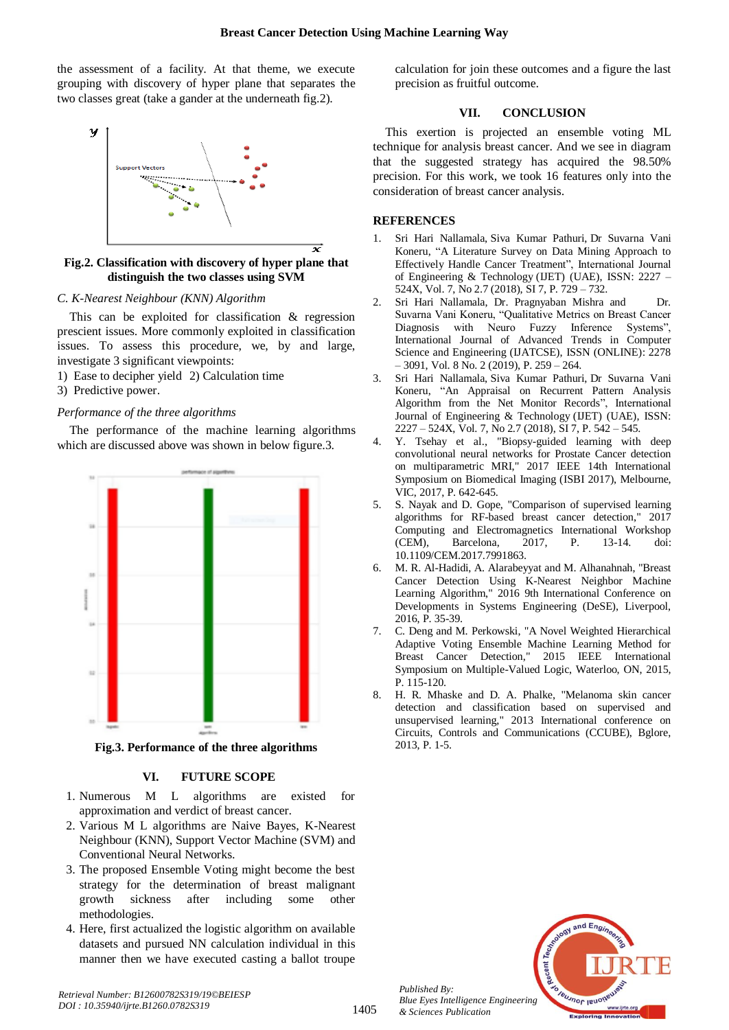the assessment of a facility. At that theme, we execute grouping with discovery of hyper plane that separates the two classes great (take a gander at the underneath fig.2).

y

Support Vectors

x

**Fig.2. Classification with discovery of hyper plane that distinguish the two classes using SVM**

*C. K-Nearest Neighbour (KNN) Algorithm*

This can be exploited for classification & regression prescient issues. More commonly exploited in classification issues. To assess this procedure, we, by and large, investigate 3 significant viewpoints:

1) Ease to decipher yield 2) Calculation time
3) Predictive power.

*Performance of the three algorithms*

The performance of the machine learning algorithms which are discussed above was shown in below figure.3.

**Fig.3. Performance of the three algorithms**

## VI. FUTURE SCOPE

1. Numerous M L algorithms are existed for approximation and verdict of breast cancer.
2. Various M L algorithms are Naive Bayes, K-Nearest Neighbour (KNN), Support Vector Machine (SVM) and Conventional Neural Networks.
3. The proposed Ensemble Voting might become the best strategy for the determination of breast malignant growth sickness after including some other methodologies.
4. Here, first actualized the logistic algorithm on available datasets and pursued NN calculation individual in this manner then we have executed casting a ballot troupe calculation for join these outcomes and a figure the last precision as fruitful outcome.

## VII. CONCLUSION

This exertion is projected an ensemble voting ML technique for analysis breast cancer. And we see in diagram that the suggested strategy has acquired the 98.50% precision. For this work, we took 16 features only into the consideration of breast cancer analysis.

## REFERENCES

1. Sri Hari Nallamala, Siva Kumar Pathuri, Dr Suvarna Vani Koneru, "A Literature Survey on Data Mining Approach to Effectively Handle Cancer Treatment", International Journal of Engineering & Technology (IJET) (UAE), ISSN: 2227 – 524X, Vol. 7, No 2.7 (2018), SI 7, P. 729 – 732.
2. Sri Hari Nallamala, Dr. Pragnyaban Mishra and Dr. Suvarna Vani Koneru, "Qualitative Metrics on Breast Cancer Diagnosis with Neuro Fuzzy Inference Systems", International Journal of Advanced Trends in Computer Science and Engineering (IJATCSE), ISSN (ONLINE): 2278 – 3091, Vol. 8 No. 2 (2019), P. 259 – 264.
3. Sri Hari Nallamala, Siva Kumar Pathuri, Dr Suvarna Vani Koneru, "An Appraisal on Recurrent Pattern Analysis Algorithm from the Net Monitor Records", International Journal of Engineering & Technology (IJET) (UAE), ISSN: 2227 – 524X, Vol. 7, No 2.7 (2018), SI 7, P. 542 – 545.
4. Y. Tsehay et al., "Biopsy-guided learning with deep convolutional neural networks for Prostate Cancer detection on multiparametric MRI," 2017 IEEE 14th International Symposium on Biomedical Imaging (ISBI 2017), Melbourne, VIC, 2017, P. 642-645.
5. S. Nayak and D. Gope, "Comparison of supervised learning algorithms for RF-based breast cancer detection," 2017 Computing and Electromagnetics International Workshop (CEM), Barcelona, 2017, P. 13-14. doi: 10.1109/CEM.2017.7991863.
6. M. R. Al-Hadidi, A. Alarabeyyat and M. Alhanahnah, "Breast Cancer Detection Using K-Nearest Neighbor Machine Learning Algorithm," 2016 9th International Conference on Developments in Systems Engineering (DeSE), Liverpool, 2016, P. 35-39.
7. C. Deng and M. Perkowski, "A Novel Weighted Hierarchical Adaptive Voting Ensemble Machine Learning Method for Breast Cancer Detection," 2015 IEEE International Symposium on Multiple-Valued Logic, Waterloo, ON, 2015, P. 115-120.
8. H. R. Mhaske and D. A. Phalke, "Melanoma skin cancer detection and classification based on supervised and unsupervised learning," 2013 International conference on Circuits, Controls and Communications (CCUBE), Bglore, 2013, P. 1-5.